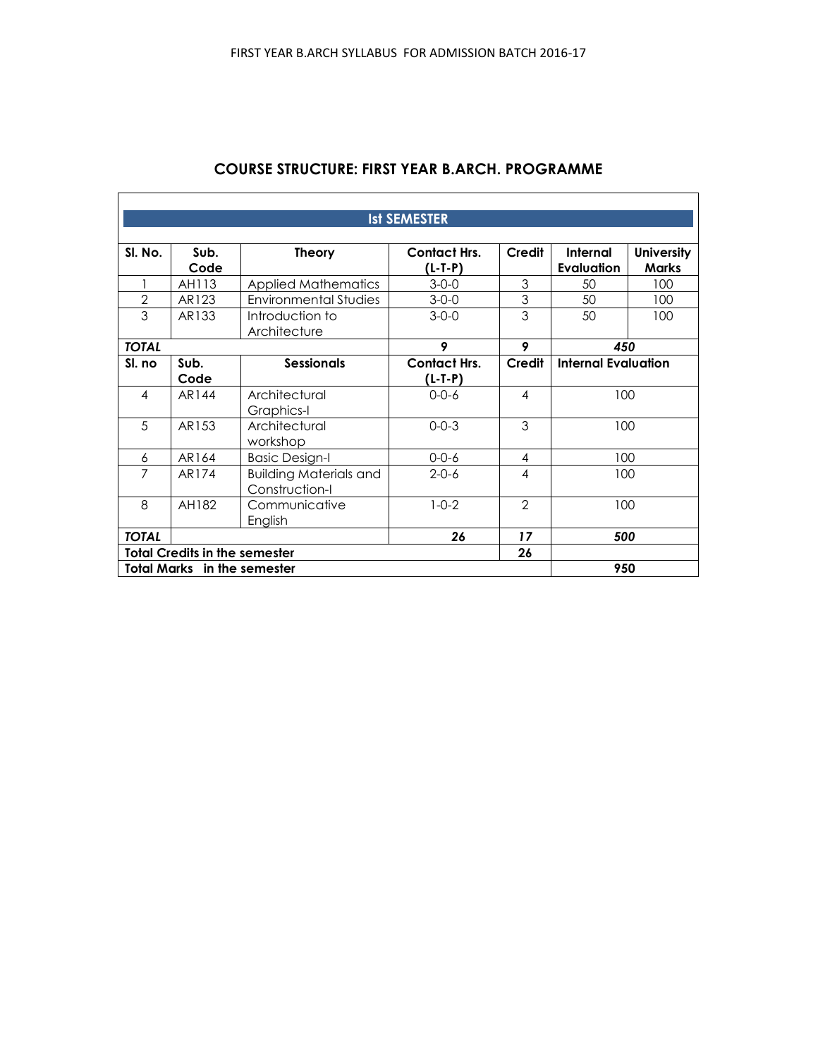## COURSE STRUCTURE: FIRST YEAR B.ARCH. PROGRAMME

| Ist SEMESTER | | | | | | |
|---|---|---|---|---|---|---|
| Sl. No. | Sub. Code | Theory | Contact Hrs. (L-T-P) | Credit | Internal Evaluation | University Marks |
| 1 | AH113 | Applied Mathematics | 3-0-0 | 3 | 50 | 100 |
| 2 | AR123 | Environmental Studies | 3-0-0 | 3 | 50 | 100 |
| 3 | AR133 | Introduction to Architecture | 3-0-0 | 3 | 50 | 100 |
| ***TOTAL*** | | | ***9*** | ***9*** | ***450*** | |
| **Sl. no** | **Sub. Code** | **Sessionals** | **Contact Hrs. (L-T-P)** | **Credit** | **Internal Evaluation** | |
| 4 | AR144 | Architectural Graphics-I | 0-0-6 | 4 | 100 | |
| 5 | AR153 | Architectural workshop | 0-0-3 | 3 | 100 | |
| 6 | AR164 | Basic Design-I | 0-0-6 | 4 | 100 | |
| 7 | AR174 | Building Materials and Construction-I | 2-0-6 | 4 | 100 | |
| 8 | AH182 | Communicative English | 1-0-2 | 2 | 100 | |
| ***TOTAL*** | | | ***26*** | ***17*** | ***500*** | |
| **Total Credits in the semester** | | | | **26** | | |
| **Total Marks in the semester** | | | | | **950** | |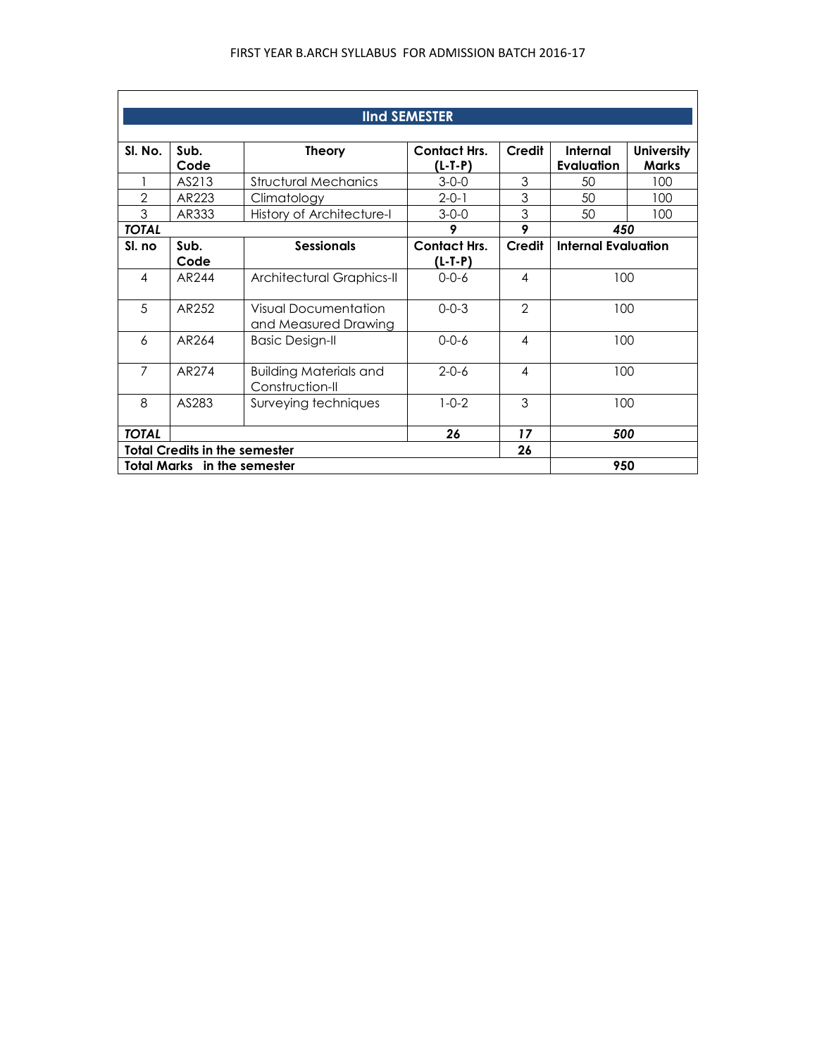## IInd SEMESTER

| Sl. No. | Sub. Code | Theory | Contact Hrs. (L-T-P) | Credit | Internal Evaluation | University Marks |
|---|---|---|---|---|---|---|
| 1 | AS213 | Structural Mechanics | 3-0-0 | 3 | 50 | 100 |
| 2 | AR223 | Climatology | 2-0-1 | 3 | 50 | 100 |
| 3 | AR333 | History of Architecture-I | 3-0-0 | 3 | 50 | 100 |
| ***TOTAL*** | | | ***9*** | ***9*** | ***450*** | |
| **Sl. no** | **Sub. Code** | **Sessionals** | **Contact Hrs. (L-T-P)** | **Credit** | **Internal Evaluation** | |
| 4 | AR244 | Architectural Graphics-II | 0-0-6 | 4 | 100 | |
| 5 | AR252 | Visual Documentation and Measured Drawing | 0-0-3 | 2 | 100 | |
| 6 | AR264 | Basic Design-II | 0-0-6 | 4 | 100 | |
| 7 | AR274 | Building Materials and Construction-II | 2-0-6 | 4 | 100 | |
| 8 | AS283 | Surveying techniques | 1-0-2 | 3 | 100 | |
| ***TOTAL*** | | | ***26*** | ***17*** | ***500*** | |
| **Total Credits in the semester** | | | | **26** | | |
| **Total Marks in the semester** | | | | | **950** | |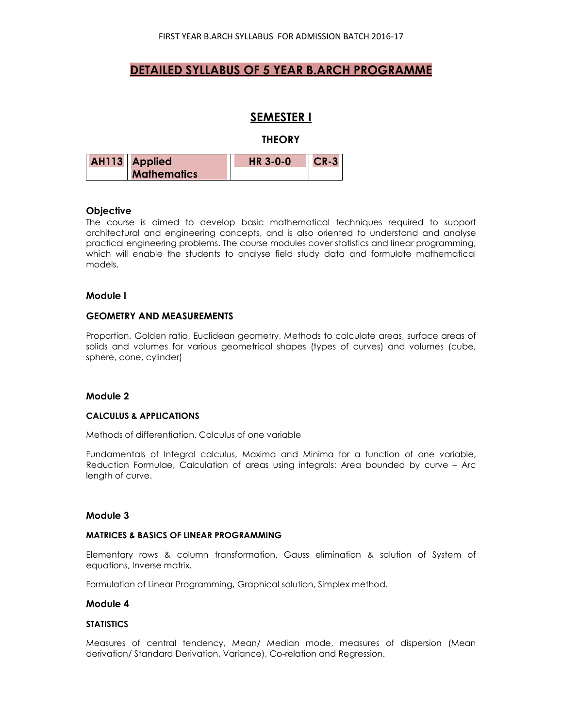# DETAILED SYLLABUS OF 5 YEAR B.ARCH PROGRAMME

## SEMESTER I

### THEORY

| AH113 | Applied Mathematics | HR 3-0-0 | CR-3 |
|---|---|---|---|

#### Objective

The course is aimed to develop basic mathematical techniques required to support architectural and engineering concepts, and is also oriented to understand and analyse practical engineering problems. The course modules cover statistics and linear programming, which will enable the students to analyse field study data and formulate mathematical models.

#### Module I

**GEOMETRY AND MEASUREMENTS**

Proportion, Golden ratio, Euclidean geometry, Methods to calculate areas, surface areas of solids and volumes for various geometrical shapes (types of curves) and volumes (cube, sphere, cone, cylinder)

#### Module 2

**CALCULUS & APPLICATIONS**

Methods of differentiation. Calculus of one variable

Fundamentals of Integral calculus, Maxima and Minima for a function of one variable, Reduction Formulae, Calculation of areas using integrals: Area bounded by curve – Arc length of curve.

#### Module 3

**MATRICES & BASICS OF LINEAR PROGRAMMING**

Elementary rows & column transformation, Gauss elimination & solution of System of equations, Inverse matrix.

Formulation of Linear Programming, Graphical solution, Simplex method.

#### Module 4

**STATISTICS**

Measures of central tendency, Mean/ Median mode, measures of dispersion (Mean derivation/ Standard Derivation, Variance), Co-relation and Regression.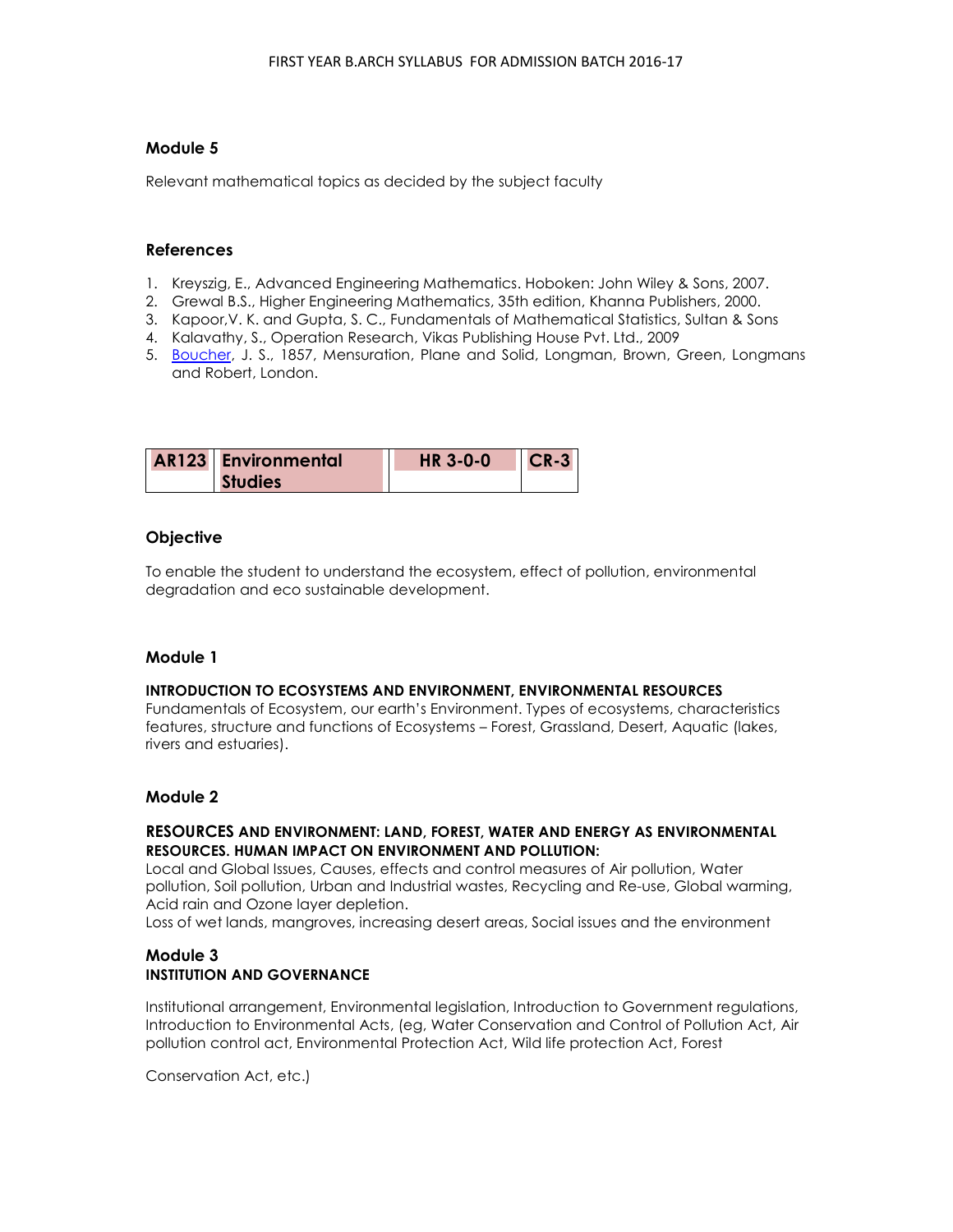## Module 5

Relevant mathematical topics as decided by the subject faculty

## References

1. Kreyszig, E., Advanced Engineering Mathematics. Hoboken: John Wiley & Sons, 2007.
2. Grewal B.S., Higher Engineering Mathematics, 35th edition, Khanna Publishers, 2000.
3. Kapoor,V. K. and Gupta, S. C., Fundamentals of Mathematical Statistics, Sultan & Sons
4. Kalavathy, S., Operation Research, Vikas Publishing House Pvt. Ltd., 2009
5. Boucher, J. S., 1857, Mensuration, Plane and Solid, Longman, Brown, Green, Longmans and Robert, London.

| AR123 | Environmental Studies | HR 3-0-0 | CR-3 |
|---|---|---|---|

## Objective

To enable the student to understand the ecosystem, effect of pollution, environmental degradation and eco sustainable development.

## Module 1

**INTRODUCTION TO ECOSYSTEMS AND ENVIRONMENT, ENVIRONMENTAL RESOURCES**

Fundamentals of Ecosystem, our earth's Environment. Types of ecosystems, characteristics features, structure and functions of Ecosystems – Forest, Grassland, Desert, Aquatic (lakes, rivers and estuaries).

## Module 2

**RESOURCES AND ENVIRONMENT: LAND, FOREST, WATER AND ENERGY AS ENVIRONMENTAL RESOURCES. HUMAN IMPACT ON ENVIRONMENT AND POLLUTION:**

Local and Global Issues, Causes, effects and control measures of Air pollution, Water pollution, Soil pollution, Urban and Industrial wastes, Recycling and Re-use, Global warming, Acid rain and Ozone layer depletion.

Loss of wet lands, mangroves, increasing desert areas, Social issues and the environment

## Module 3

**INSTITUTION AND GOVERNANCE**

Institutional arrangement, Environmental legislation, Introduction to Government regulations, Introduction to Environmental Acts, (eg, Water Conservation and Control of Pollution Act, Air pollution control act, Environmental Protection Act, Wild life protection Act, Forest

Conservation Act, etc.)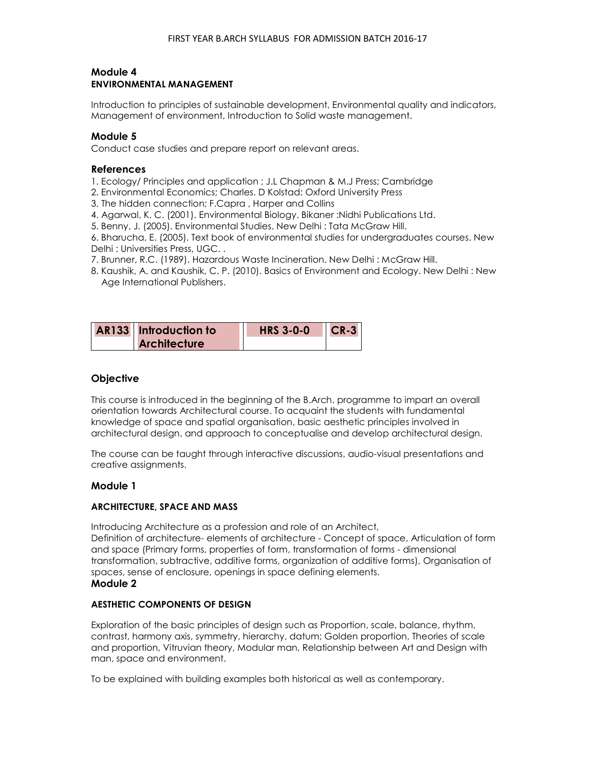## Module 4

**ENVIRONMENTAL MANAGEMENT**

Introduction to principles of sustainable development, Environmental quality and indicators, Management of environment, Introduction to Solid waste management.

## Module 5

Conduct case studies and prepare report on relevant areas.

## References

1. Ecology/ Principles and application ; J.L Chapman & M.J Press; Cambridge
2. Environmental Economics; Charles. D Kolstad: Oxford University Press
3. The hidden connection; F.Capra , Harper and Collins
4. Agarwal, K. C. (2001). Environmental Biology. Bikaner :Nidhi Publications Ltd.
5. Benny, J. (2005). Environmental Studies. New Delhi : Tata McGraw Hill.
6. Bharucha, E. (2005). Text book of environmental studies for undergraduates courses. New Delhi : Universities Press, UGC. .
7. Brunner, R.C. (1989). Hazardous Waste Incineration. New Delhi : McGraw Hill.
8. Kaushik, A. and Kaushik, C. P. (2010). Basics of Environment and Ecology. New Delhi : New Age International Publishers.

| AR133 | Introduction to Architecture | HRS 3-0-0 | CR-3 |
|---|---|---|---|

## Objective

This course is introduced in the beginning of the B.Arch. programme to impart an overall orientation towards Architectural course. To acquaint the students with fundamental knowledge of space and spatial organisation, basic aesthetic principles involved in architectural design, and approach to conceptualise and develop architectural design.

The course can be taught through interactive discussions, audio-visual presentations and creative assignments.

## Module 1

**ARCHITECTURE, SPACE AND MASS**

Introducing Architecture as a profession and role of an Architect,
Definition of architecture- elements of architecture - Concept of space, Articulation of form and space (Primary forms, properties of form, transformation of forms - dimensional transformation, subtractive, additive forms, organization of additive forms), Organisation of spaces, sense of enclosure, openings in space defining elements.

## Module 2

**AESTHETIC COMPONENTS OF DESIGN**

Exploration of the basic principles of design such as Proportion, scale, balance, rhythm, contrast, harmony axis, symmetry, hierarchy, datum; Golden proportion, Theories of scale and proportion, Vitruvian theory, Modular man, Relationship between Art and Design with man, space and environment.

To be explained with building examples both historical as well as contemporary.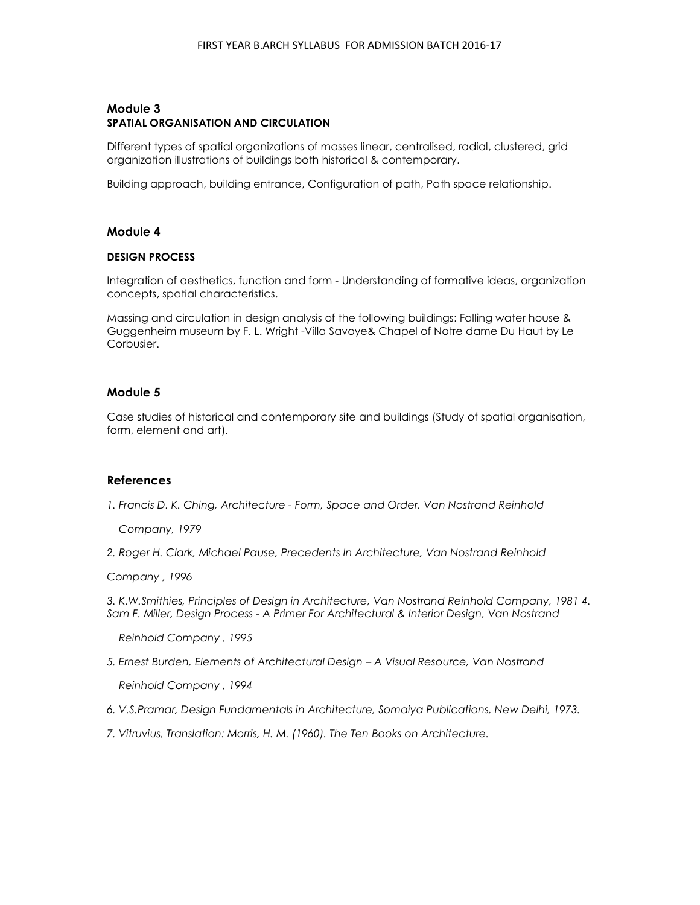## Module 3

**SPATIAL ORGANISATION AND CIRCULATION**

Different types of spatial organizations of masses linear, centralised, radial, clustered, grid organization illustrations of buildings both historical & contemporary.

Building approach, building entrance, Configuration of path, Path space relationship.

## Module 4

**DESIGN PROCESS**

Integration of aesthetics, function and form - Understanding of formative ideas, organization concepts, spatial characteristics.

Massing and circulation in design analysis of the following buildings: Falling water house & Guggenheim museum by F. L. Wright -Villa Savoye& Chapel of Notre dame Du Haut by Le Corbusier.

## Module 5

Case studies of historical and contemporary site and buildings (Study of spatial organisation, form, element and art).

## References

1. *Francis D. K. Ching, Architecture - Form, Space and Order, Van Nostrand Reinhold Company, 1979*
2. *Roger H. Clark, Michael Pause, Precedents In Architecture, Van Nostrand Reinhold Company , 1996*
3. *K.W.Smithies, Principles of Design in Architecture, Van Nostrand Reinhold Company, 1981*
4. *Sam F. Miller, Design Process - A Primer For Architectural & Interior Design, Van Nostrand Reinhold Company , 1995*
5. *Ernest Burden, Elements of Architectural Design – A Visual Resource, Van Nostrand Reinhold Company , 1994*
6. *V.S.Pramar, Design Fundamentals in Architecture, Somaiya Publications, New Delhi, 1973.*
7. *Vitruvius, Translation: Morris, H. M. (1960). The Ten Books on Architecture.*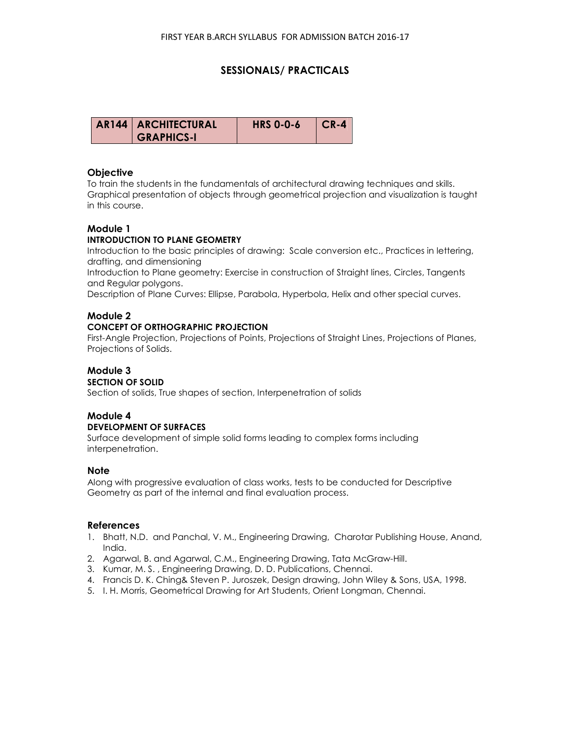# SESSIONALS/ PRACTICALS

| AR144 | ARCHITECTURAL GRAPHICS-I | HRS 0-0-6 | CR-4 |
|---|---|---|---|

### Objective

To train the students in the fundamentals of architectural drawing techniques and skills. Graphical presentation of objects through geometrical projection and visualization is taught in this course.

### Module 1

**INTRODUCTION TO PLANE GEOMETRY**

Introduction to the basic principles of drawing: Scale conversion etc., Practices in lettering, drafting, and dimensioning

Introduction to Plane geometry: Exercise in construction of Straight lines, Circles, Tangents and Regular polygons.

Description of Plane Curves: Ellipse, Parabola, Hyperbola, Helix and other special curves.

### Module 2

**CONCEPT OF ORTHOGRAPHIC PROJECTION**

First-Angle Projection, Projections of Points, Projections of Straight Lines, Projections of Planes, Projections of Solids.

### Module 3

**SECTION OF SOLID**

Section of solids, True shapes of section, Interpenetration of solids

### Module 4

**DEVELOPMENT OF SURFACES**

Surface development of simple solid forms leading to complex forms including interpenetration.

### Note

Along with progressive evaluation of class works, tests to be conducted for Descriptive Geometry as part of the internal and final evaluation process.

### References

1. Bhatt, N.D. and Panchal, V. M., Engineering Drawing, Charotar Publishing House, Anand, India.
2. Agarwal, B. and Agarwal, C.M., Engineering Drawing, Tata McGraw-Hill.
3. Kumar, M. S. , Engineering Drawing, D. D. Publications, Chennai.
4. Francis D. K. Ching& Steven P. Juroszek, Design drawing, John Wiley & Sons, USA, 1998.
5. I. H. Morris, Geometrical Drawing for Art Students, Orient Longman, Chennai.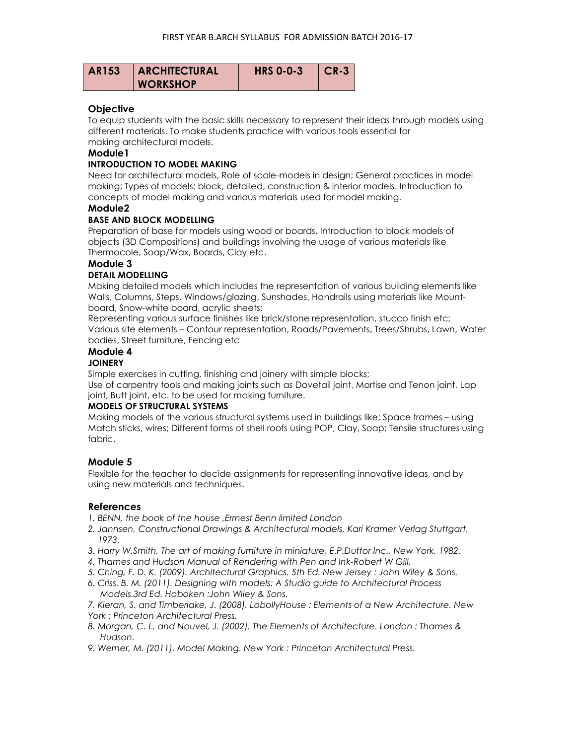| AR153 | ARCHITECTURAL WORKSHOP | HRS 0-0-3 | CR-3 |
|---|---|---|---|

### Objective

To equip students with the basic skills necessary to represent their ideas through models using different materials. To make students practice with various tools essential for making architectural models.

### Module1

**INTRODUCTION TO MODEL MAKING**

Need for architectural models, Role of scale-models in design; General practices in model making; Types of models: block, detailed, construction & interior models. Introduction to concepts of model making and various materials used for model making.

### Module2

**BASE AND BLOCK MODELLING**

Preparation of base for models using wood or boards, Introduction to block models of objects (3D Compositions) and buildings involving the usage of various materials like Thermocole, Soap/Wax, Boards, Clay etc.

### Module 3

**DETAIL MODELLING**

Making detailed models which includes the representation of various building elements like Walls, Columns, Steps, Windows/glazing, Sunshades, Handrails using materials like Mount-board, Snow-white board, acrylic sheets;

Representing various surface finishes like brick/stone representation, stucco finish etc;

Various site elements – Contour representation, Roads/Pavements, Trees/Shrubs, Lawn, Water bodies, Street furniture, Fencing etc

### Module 4

**JOINERY**

Simple exercises in cutting, finishing and joinery with simple blocks;

Use of carpentry tools and making joints such as Dovetail joint, Mortise and Tenon joint, Lap joint, Butt joint, etc. to be used for making furniture.

**MODELS OF STRUCTURAL SYSTEMS**

Making models of the various structural systems used in buildings like; Space frames – using Match sticks, wires; Different forms of shell roofs using POP, Clay, Soap; Tensile structures using fabric.

### Module 5

Flexible for the teacher to decide assignments for representing innovative ideas, and by using new materials and techniques.

### References

1. *BENN, the book of the house ,Errnest Benn limited London*
2. *Jannsen, Constructional Drawings & Architectural models, Kari Kramer Verlag Stuttgart, 1973.*
3. *Harry W.Smith, The art of making furniture in miniature, E.P.Duttor Inc., New York, 1982.*
4. *Thames and Hudson Manual of Rendering with Pen and Ink-Robert W Gill.*
5. *Ching, F. D. K. (2009). Architectural Graphics. 5th Ed. New Jersey : John Wiley & Sons.*
6. *Criss. B. M. (2011). Designing with models: A Studio guide to Architectural Process Models.3rd Ed. Hoboken :John Wiley & Sons.*
7. *Kieran, S. and Timberlake, J. (2008). LobollyHouse : Elements of a New Architecture. New York : Princeton Architectural Press.*
8. *Morgan, C. L. and Nouvel, J. (2002). The Elements of Architecture. London : Thames & Hudson.*
9. *Werner, M. (2011). Model Making. New York : Princeton Architectural Press.*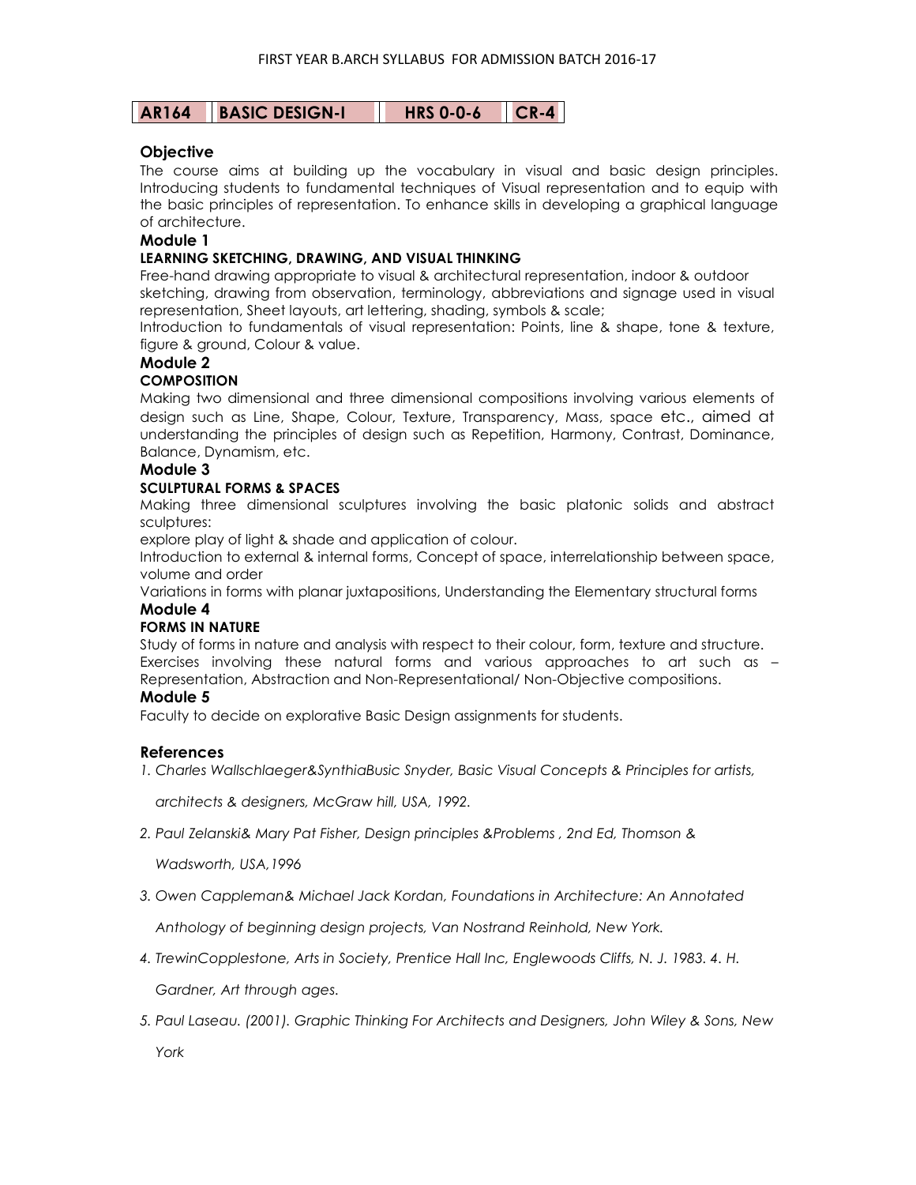| AR164 | BASIC DESIGN-I | HRS 0-0-6 | CR-4 |
|---|---|---|---|

### Objective

The course aims at building up the vocabulary in visual and basic design principles. Introducing students to fundamental techniques of Visual representation and to equip with the basic principles of representation. To enhance skills in developing a graphical language of architecture.

### Module 1

**LEARNING SKETCHING, DRAWING, AND VISUAL THINKING**

Free-hand drawing appropriate to visual & architectural representation, indoor & outdoor sketching, drawing from observation, terminology, abbreviations and signage used in visual representation, Sheet layouts, art lettering, shading, symbols & scale;

Introduction to fundamentals of visual representation: Points, line & shape, tone & texture, figure & ground, Colour & value.

### Module 2

**COMPOSITION**

Making two dimensional and three dimensional compositions involving various elements of design such as Line, Shape, Colour, Texture, Transparency, Mass, space etc., aimed at understanding the principles of design such as Repetition, Harmony, Contrast, Dominance, Balance, Dynamism, etc.

### Module 3

**SCULPTURAL FORMS & SPACES**

Making three dimensional sculptures involving the basic platonic solids and abstract sculptures:

explore play of light & shade and application of colour.

Introduction to external & internal forms, Concept of space, interrelationship between space, volume and order

Variations in forms with planar juxtapositions, Understanding the Elementary structural forms

### Module 4

**FORMS IN NATURE**

Study of forms in nature and analysis with respect to their colour, form, texture and structure. Exercises involving these natural forms and various approaches to art such as – Representation, Abstraction and Non-Representational/ Non-Objective compositions.

### Module 5

Faculty to decide on explorative Basic Design assignments for students.

### References

1. *Charles Wallschlaeger&SynthiaBusic Snyder, Basic Visual Concepts & Principles for artists, architects & designers, McGraw hill, USA, 1992.*
2. *Paul Zelanski& Mary Pat Fisher, Design principles &Problems , 2nd Ed, Thomson & Wadsworth, USA,1996*
3. *Owen Cappleman& Michael Jack Kordan, Foundations in Architecture: An Annotated Anthology of beginning design projects, Van Nostrand Reinhold, New York.*
4. *TrewinCopplestone, Arts in Society, Prentice Hall Inc, Englewoods Cliffs, N. J. 1983. 4. H. Gardner, Art through ages.*
5. *Paul Laseau. (2001). Graphic Thinking For Architects and Designers, John Wiley & Sons, New York*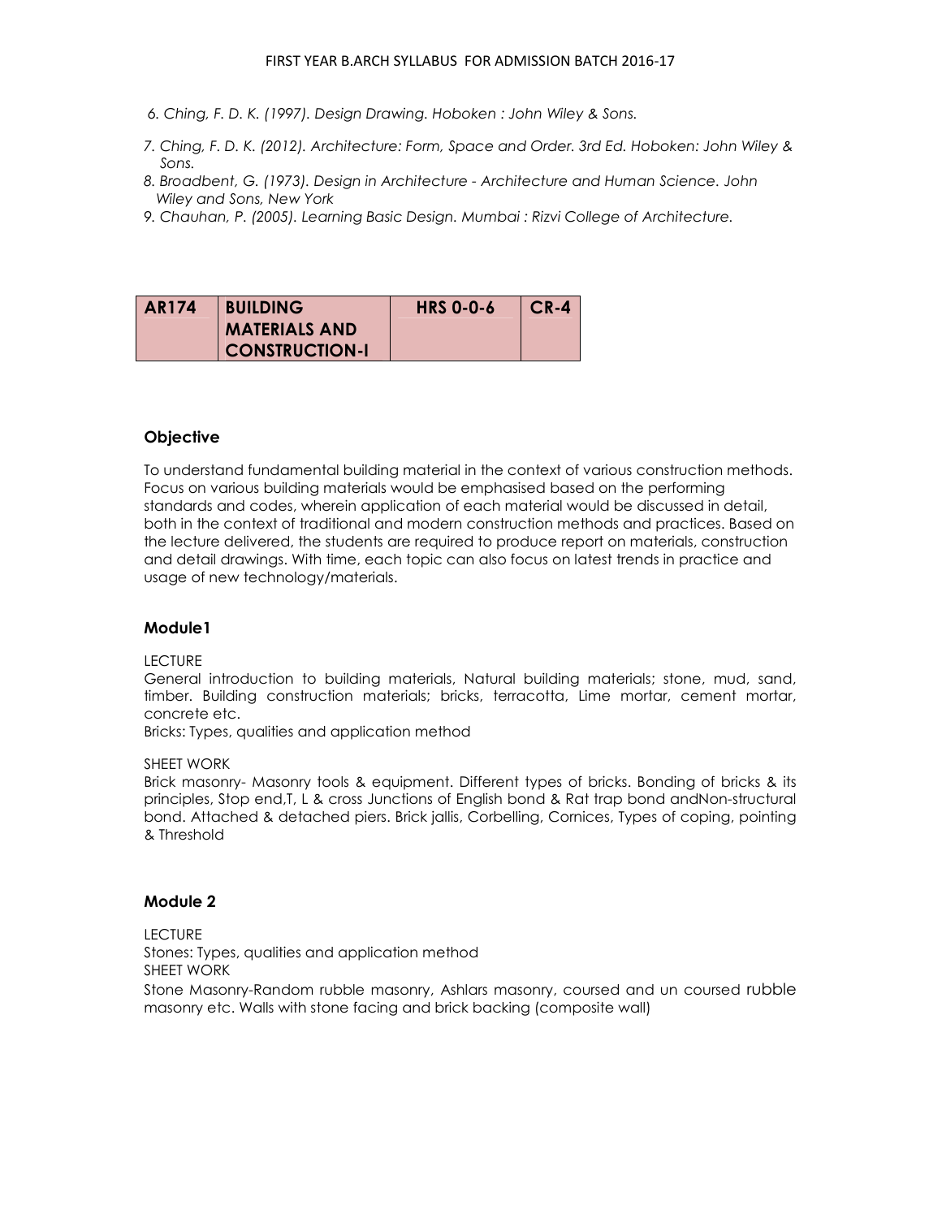6. *Ching, F. D. K. (1997). Design Drawing. Hoboken : John Wiley & Sons.*

7. *Ching, F. D. K. (2012). Architecture: Form, Space and Order. 3rd Ed. Hoboken: John Wiley & Sons.*

8. *Broadbent, G. (1973). Design in Architecture - Architecture and Human Science. John Wiley and Sons, New York*

9. *Chauhan, P. (2005). Learning Basic Design. Mumbai : Rizvi College of Architecture.*

| AR174 | BUILDING MATERIALS AND CONSTRUCTION-I | HRS 0-0-6 | CR-4 |
|---|---|---|---|

### Objective

To understand fundamental building material in the context of various construction methods. Focus on various building materials would be emphasised based on the performing standards and codes, wherein application of each material would be discussed in detail, both in the context of traditional and modern construction methods and practices. Based on the lecture delivered, the students are required to produce report on materials, construction and detail drawings. With time, each topic can also focus on latest trends in practice and usage of new technology/materials.

### Module1

LECTURE

General introduction to building materials, Natural building materials; stone, mud, sand, timber. Building construction materials; bricks, terracotta, Lime mortar, cement mortar, concrete etc.

Bricks: Types, qualities and application method

SHEET WORK

Brick masonry- Masonry tools & equipment. Different types of bricks. Bonding of bricks & its principles, Stop end,T, L & cross Junctions of English bond & Rat trap bond andNon-structural bond. Attached & detached piers. Brick jallis, Corbelling, Cornices, Types of coping, pointing & Threshold

### Module 2

LECTURE

Stones: Types, qualities and application method

SHEET WORK

Stone Masonry-Random rubble masonry, Ashlars masonry, coursed and un coursed rubble masonry etc. Walls with stone facing and brick backing (composite wall)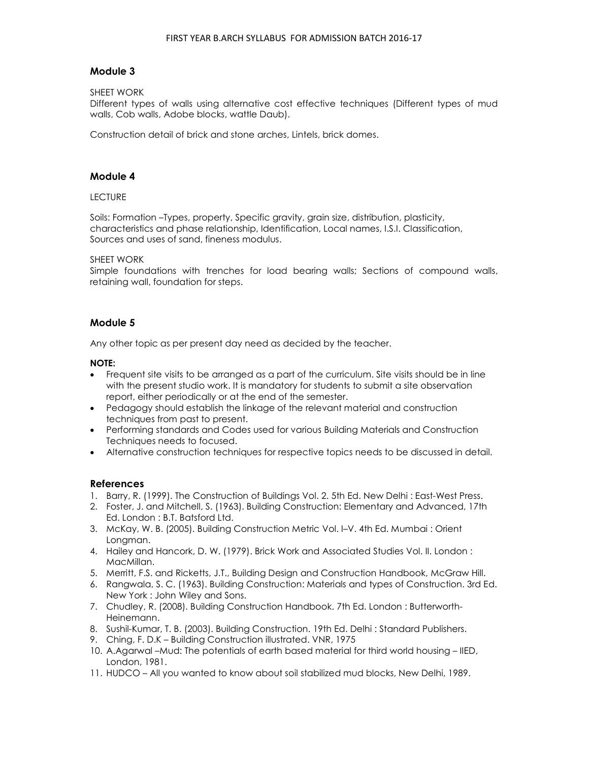## Module 3

SHEET WORK

Different types of walls using alternative cost effective techniques (Different types of mud walls, Cob walls, Adobe blocks, wattle Daub).

Construction detail of brick and stone arches, Lintels, brick domes.

## Module 4

LECTURE

Soils: Formation –Types, property, Specific gravity, grain size, distribution, plasticity, characteristics and phase relationship, Identification, Local names, I.S.I. Classification, Sources and uses of sand, fineness modulus.

SHEET WORK

Simple foundations with trenches for load bearing walls; Sections of compound walls, retaining wall, foundation for steps.

## Module 5

Any other topic as per present day need as decided by the teacher.

**NOTE:**

- Frequent site visits to be arranged as a part of the curriculum. Site visits should be in line with the present studio work. It is mandatory for students to submit a site observation report, either periodically or at the end of the semester.
- Pedagogy should establish the linkage of the relevant material and construction techniques from past to present.
- Performing standards and Codes used for various Building Materials and Construction Techniques needs to focused.
- Alternative construction techniques for respective topics needs to be discussed in detail.

## References

1. Barry, R. (1999). The Construction of Buildings Vol. 2. 5th Ed. New Delhi : East-West Press.
2. Foster, J. and Mitchell, S. (1963). Building Construction: Elementary and Advanced, 17th Ed. London : B.T. Batsford Ltd.
3. McKay, W. B. (2005). Building Construction Metric Vol. I–V. 4th Ed. Mumbai : Orient Longman.
4. Hailey and Hancork, D. W. (1979). Brick Work and Associated Studies Vol. II. London : MacMillan.
5. Merritt, F.S. and Ricketts, J.T., Building Design and Construction Handbook, McGraw Hill.
6. Rangwala, S. C. (1963). Building Construction: Materials and types of Construction. 3rd Ed. New York : John Wiley and Sons.
7. Chudley, R. (2008). Building Construction Handbook. 7th Ed. London : Butterworth-Heinemann.
8. Sushil-Kumar, T. B. (2003). Building Construction. 19th Ed. Delhi : Standard Publishers.
9. Ching, F. D.K – Building Construction illustrated. VNR, 1975
10. A.Agarwal –Mud: The potentials of earth based material for third world housing – IIED, London, 1981.
11. HUDCO – All you wanted to know about soil stabilized mud blocks, New Delhi, 1989.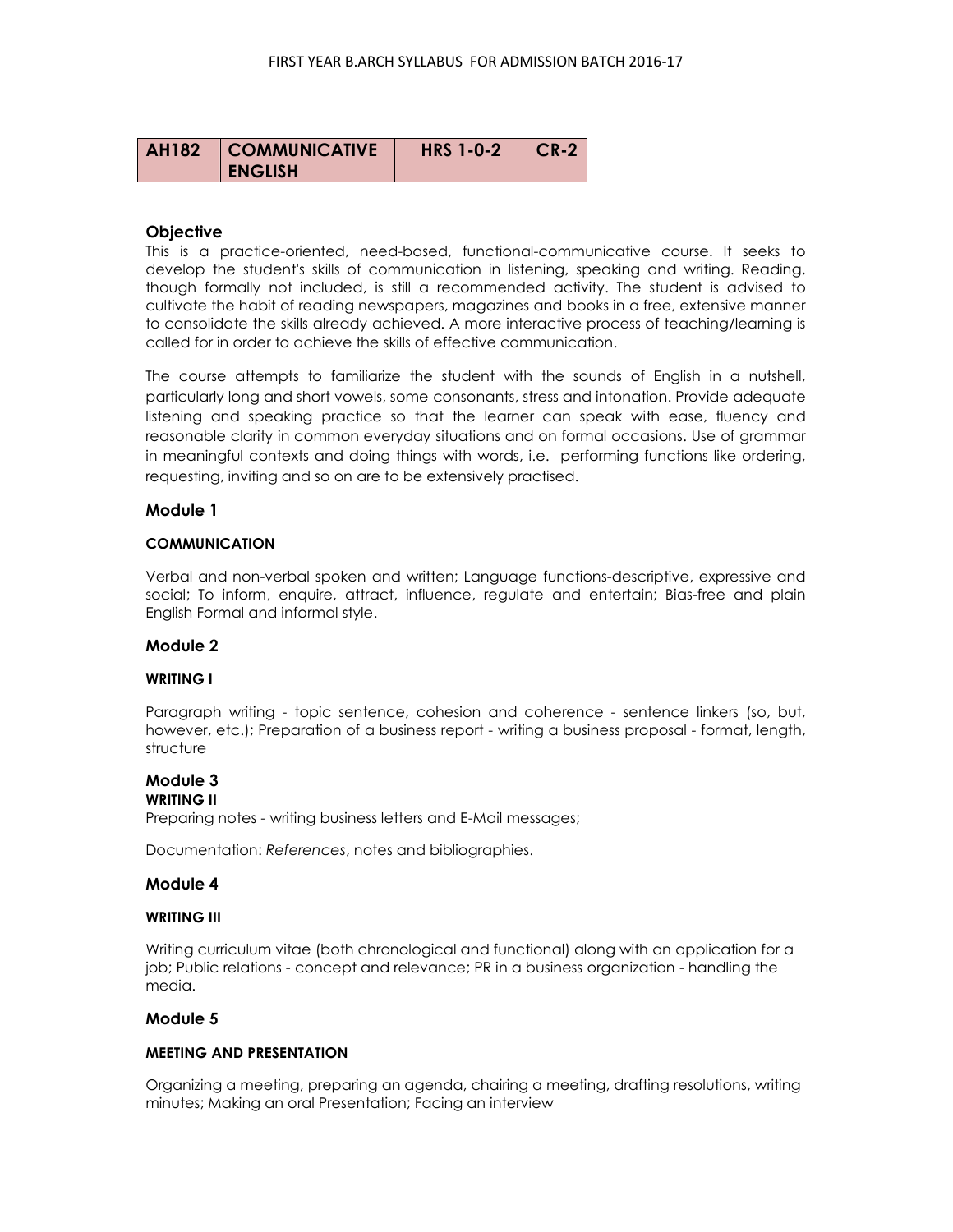| AH182 | COMMUNICATIVE ENGLISH | HRS 1-0-2 | CR-2 |
|---|---|---|---|

### Objective

This is a practice-oriented, need-based, functional-communicative course. It seeks to develop the student's skills of communication in listening, speaking and writing. Reading, though formally not included, is still a recommended activity. The student is advised to cultivate the habit of reading newspapers, magazines and books in a free, extensive manner to consolidate the skills already achieved. A more interactive process of teaching/learning is called for in order to achieve the skills of effective communication.

The course attempts to familiarize the student with the sounds of English in a nutshell, particularly long and short vowels, some consonants, stress and intonation. Provide adequate listening and speaking practice so that the learner can speak with ease, fluency and reasonable clarity in common everyday situations and on formal occasions. Use of grammar in meaningful contexts and doing things with words, i.e. performing functions like ordering, requesting, inviting and so on are to be extensively practised.

### Module 1

**COMMUNICATION**

Verbal and non-verbal spoken and written; Language functions-descriptive, expressive and social; To inform, enquire, attract, influence, regulate and entertain; Bias-free and plain English Formal and informal style.

### Module 2

**WRITING I**

Paragraph writing - topic sentence, cohesion and coherence - sentence linkers (so, but, however, etc.); Preparation of a business report - writing a business proposal - format, length, structure

### Module 3

**WRITING II**

Preparing notes - writing business letters and E-Mail messages;

Documentation: *References*, notes and bibliographies.

### Module 4

**WRITING III**

Writing curriculum vitae (both chronological and functional) along with an application for a job; Public relations - concept and relevance; PR in a business organization - handling the media.

### Module 5

**MEETING AND PRESENTATION**

Organizing a meeting, preparing an agenda, chairing a meeting, drafting resolutions, writing minutes; Making an oral Presentation; Facing an interview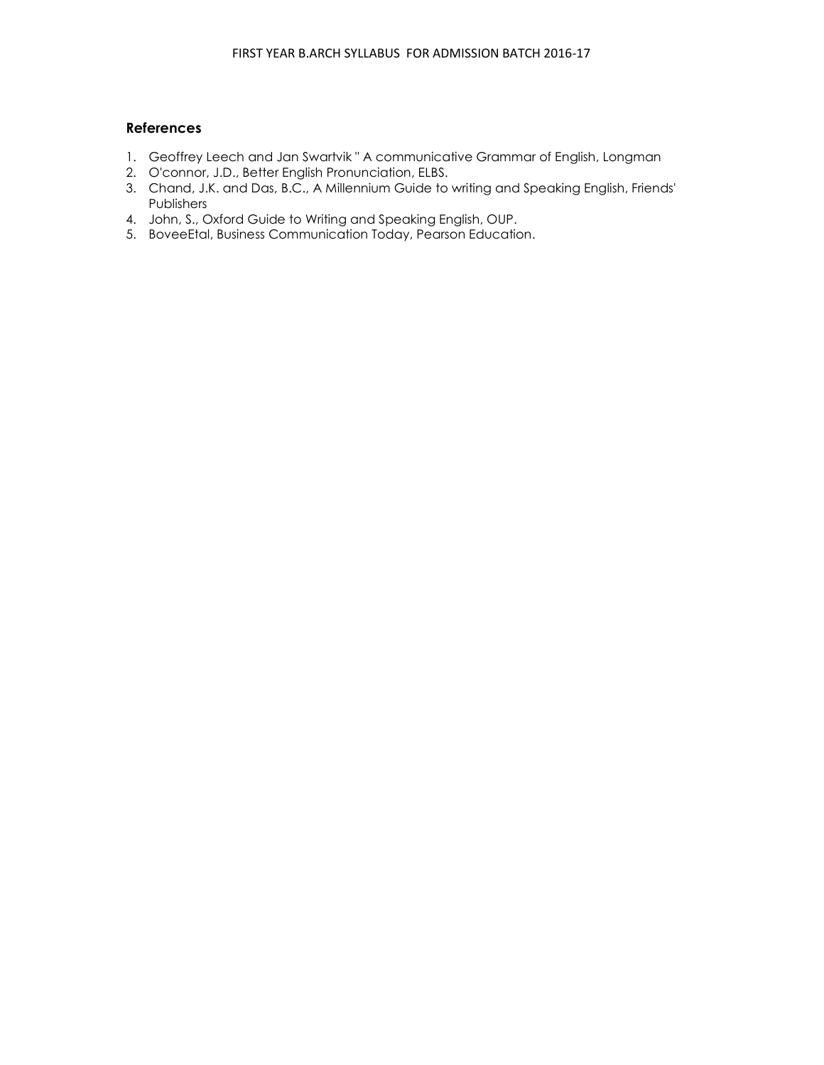### References

1. Geoffrey Leech and Jan Swartvik " A communicative Grammar of English, Longman
2. O'connor, J.D., Better English Pronunciation, ELBS.
3. Chand, J.K. and Das, B.C., A Millennium Guide to writing and Speaking English, Friends' Publishers
4. John, S., Oxford Guide to Writing and Speaking English, OUP.
5. BoveeEtal, Business Communication Today, Pearson Education.